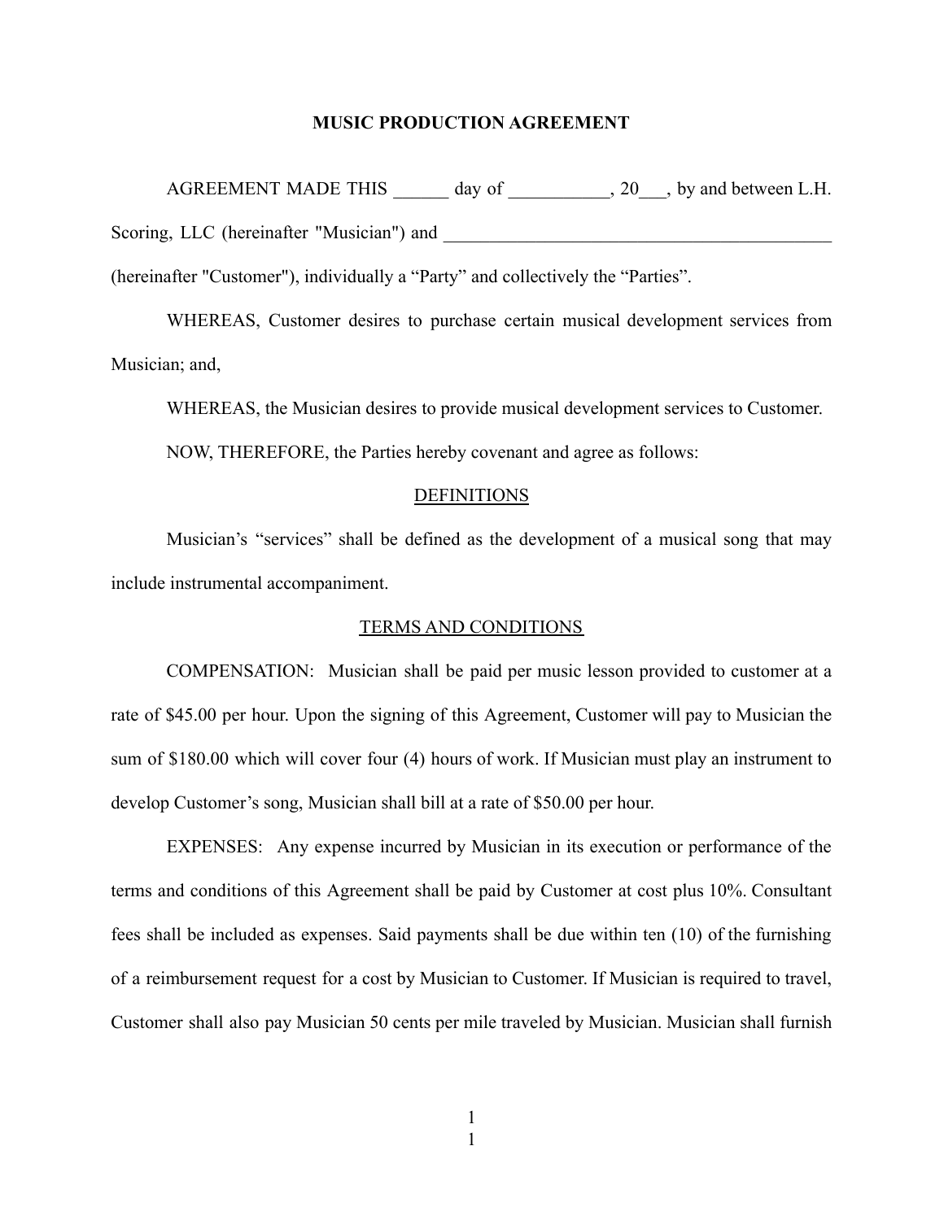# MUSIC PRODUCTION AGREEMENT

AGREEMENT MADE THIS ______ day of ___________, 20___, by and between L.H. Scoring, LLC (hereinafter "Musician") and ____________________________________________ (hereinafter "Customer"), individually a "Party" and collectively the "Parties".

WHEREAS, Customer desires to purchase certain musical development services from Musician; and,

WHEREAS, the Musician desires to provide musical development services to Customer.

NOW, THEREFORE, the Parties hereby covenant and agree as follows:

## DEFINITIONS

Musician's "services" shall be defined as the development of a musical song that may include instrumental accompaniment.

## TERMS AND CONDITIONS

COMPENSATION: Musician shall be paid per music lesson provided to customer at a rate of $45.00 per hour. Upon the signing of this Agreement, Customer will pay to Musician the sum of $180.00 which will cover four (4) hours of work. If Musician must play an instrument to develop Customer's song, Musician shall bill at a rate of $50.00 per hour.

EXPENSES: Any expense incurred by Musician in its execution or performance of the terms and conditions of this Agreement shall be paid by Customer at cost plus 10%. Consultant fees shall be included as expenses. Said payments shall be due within ten (10) of the furnishing of a reimbursement request for a cost by Musician to Customer. If Musician is required to travel, Customer shall also pay Musician 50 cents per mile traveled by Musician. Musician shall furnish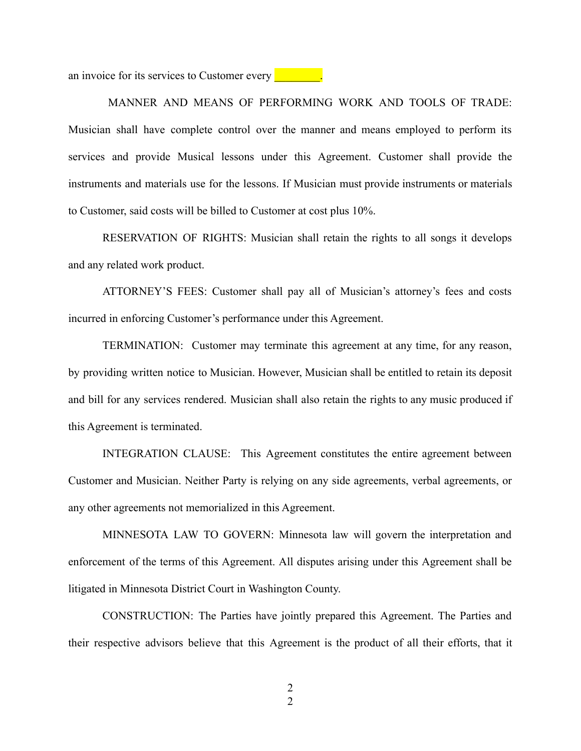an invoice for its services to Customer every ________.

MANNER AND MEANS OF PERFORMING WORK AND TOOLS OF TRADE: Musician shall have complete control over the manner and means employed to perform its services and provide Musical lessons under this Agreement. Customer shall provide the instruments and materials use for the lessons. If Musician must provide instruments or materials to Customer, said costs will be billed to Customer at cost plus 10%.

RESERVATION OF RIGHTS: Musician shall retain the rights to all songs it develops and any related work product.

ATTORNEY'S FEES: Customer shall pay all of Musician's attorney's fees and costs incurred in enforcing Customer's performance under this Agreement.

TERMINATION: Customer may terminate this agreement at any time, for any reason, by providing written notice to Musician. However, Musician shall be entitled to retain its deposit and bill for any services rendered. Musician shall also retain the rights to any music produced if this Agreement is terminated.

INTEGRATION CLAUSE: This Agreement constitutes the entire agreement between Customer and Musician. Neither Party is relying on any side agreements, verbal agreements, or any other agreements not memorialized in this Agreement.

MINNESOTA LAW TO GOVERN: Minnesota law will govern the interpretation and enforcement of the terms of this Agreement. All disputes arising under this Agreement shall be litigated in Minnesota District Court in Washington County.

CONSTRUCTION: The Parties have jointly prepared this Agreement. The Parties and their respective advisors believe that this Agreement is the product of all their efforts, that it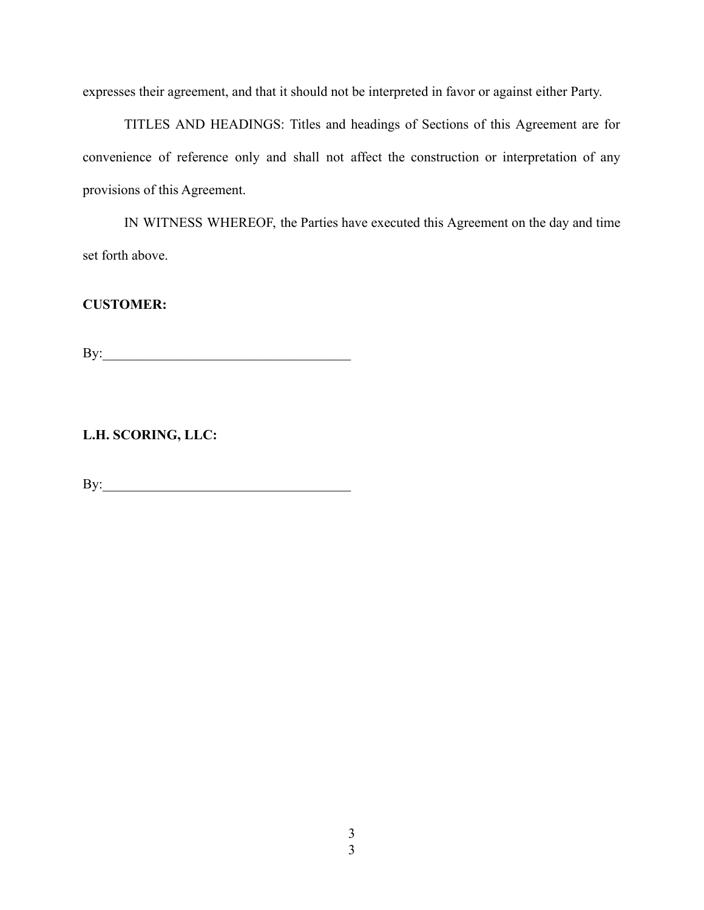expresses their agreement, and that it should not be interpreted in favor or against either Party.

TITLES AND HEADINGS: Titles and headings of Sections of this Agreement are for convenience of reference only and shall not affect the construction or interpretation of any provisions of this Agreement.

IN WITNESS WHEREOF, the Parties have executed this Agreement on the day and time set forth above.

**CUSTOMER:**

By:____________________________________

**L.H. SCORING, LLC:**

By:____________________________________